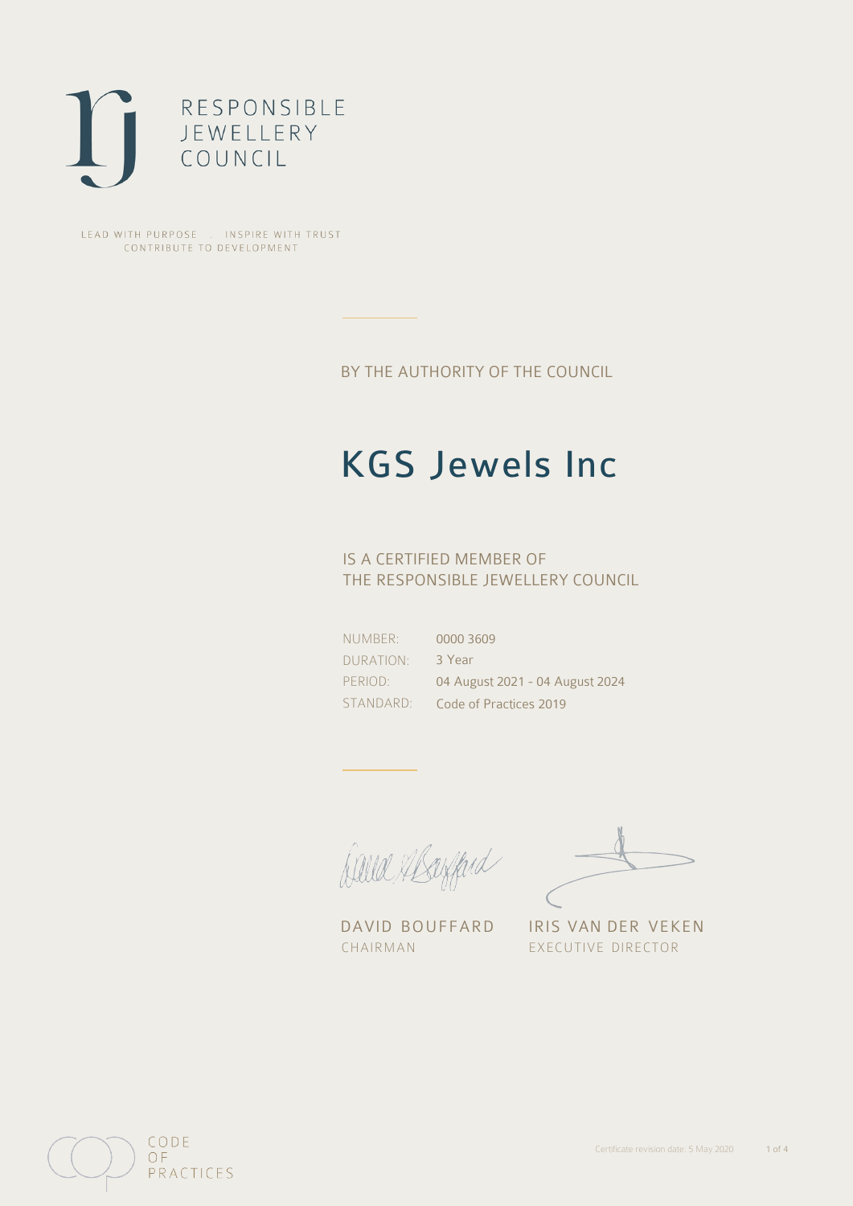RESPONSIBLE
JEWELLERY
COUNCIL

LEAD WITH PURPOSE . INSPIRE WITH TRUST
CONTRIBUTE TO DEVELOPMENT

BY THE AUTHORITY OF THE COUNCIL

# KGS Jewels Inc

IS A CERTIFIED MEMBER OF
THE RESPONSIBLE JEWELLERY COUNCIL

| | |
|---|---|
| NUMBER: | 0000 3609 |
| DURATION: | 3 Year |
| PERIOD: | 04 August 2021 - 04 August 2024 |
| STANDARD: | Code of Practices 2019 |

DAVID BOUFFARD
CHAIRMAN

IRIS VAN DER VEKEN
EXECUTIVE DIRECTOR

CODE
OF
PRACTICES

Certificate revision date: 5 May 2020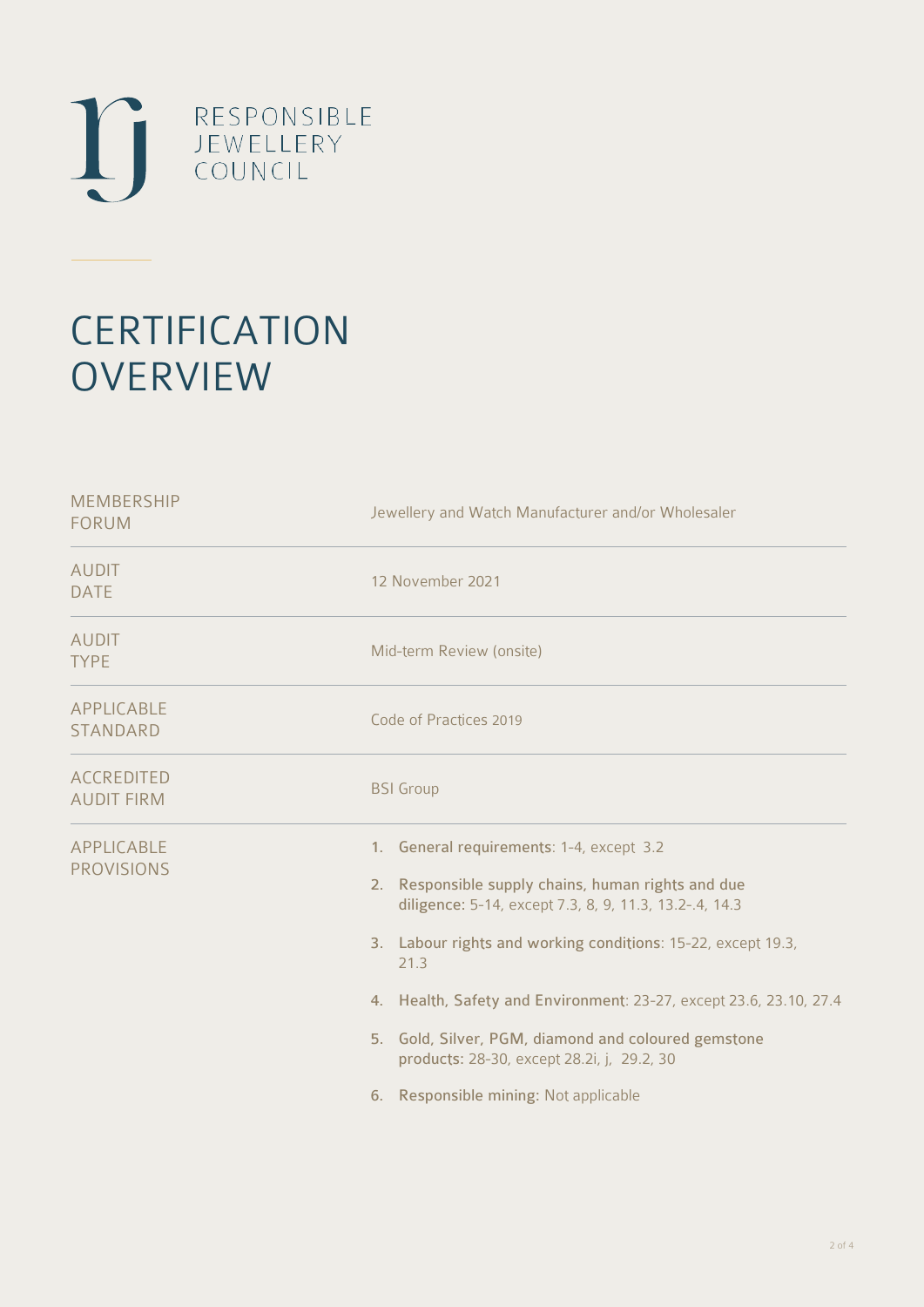RESPONSIBLE
JEWELLERY
COUNCIL

# CERTIFICATION OVERVIEW

| | |
|---|---|
| MEMBERSHIP FORUM | Jewellery and Watch Manufacturer and/or Wholesaler |
| AUDIT DATE | 12 November 2021 |
| AUDIT TYPE | Mid-term Review (onsite) |
| APPLICABLE STANDARD | Code of Practices 2019 |
| ACCREDITED AUDIT FIRM | BSI Group |
| APPLICABLE PROVISIONS | 1. **General requirements**: 1-4, except 3.2<br>2. **Responsible supply chains, human rights and due diligence**: 5-14, except 7.3, 8, 9, 11.3, 13.2-.4, 14.3<br>3. **Labour rights and working conditions**: 15-22, except 19.3, 21.3<br>4. **Health, Safety and Environment**: 23-27, except 23.6, 23.10, 27.4<br>5. **Gold, Silver, PGM, diamond and coloured gemstone products**: 28-30, except 28.2i, j, 29.2, 30<br>6. **Responsible mining**: Not applicable |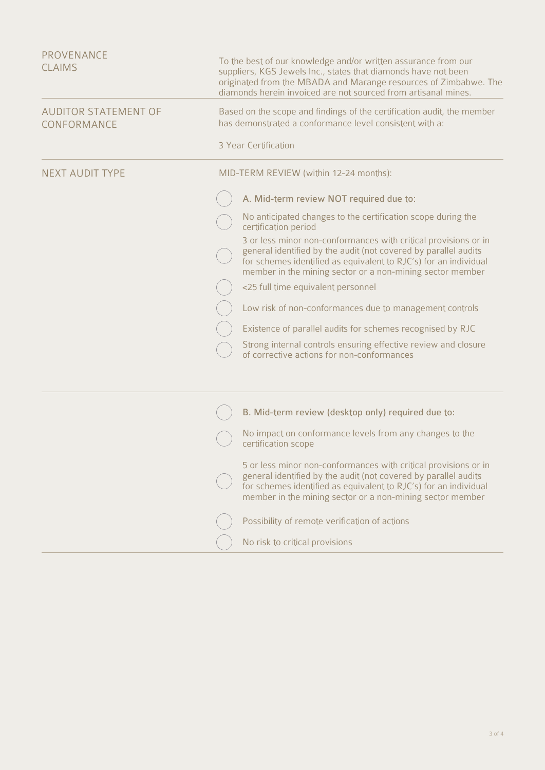| | |
|---|---|
| PROVENANCE CLAIMS | To the best of our knowledge and/or written assurance from our suppliers, KGS Jewels Inc., states that diamonds have not been originated from the MBADA and Marange resources of Zimbabwe. The diamonds herein invoiced are not sourced from artisanal mines. |
| AUDITOR STATEMENT OF CONFORMANCE | Based on the scope and findings of the certification audit, the member has demonstrated a conformance level consistent with a:<br><br>3 Year Certification |
| NEXT AUDIT TYPE | MID-TERM REVIEW (within 12-24 months):<br><br>◯ A. Mid-term review NOT required due to:<br>◯ No anticipated changes to the certification scope during the certification period<br>◯ 3 or less minor non-conformances with critical provisions or in general identified by the audit (not covered by parallel audits for schemes identified as equivalent to RJC's) for an individual member in the mining sector or a non-mining sector member<br>◯ <25 full time equivalent personnel<br>◯ Low risk of non-conformances due to management controls<br>◯ Existence of parallel audits for schemes recognised by RJC<br>◯ Strong internal controls ensuring effective review and closure of corrective actions for non-conformances |
| | ◯ B. Mid-term review (desktop only) required due to:<br>◯ No impact on conformance levels from any changes to the certification scope<br>◯ 5 or less minor non-conformances with critical provisions or in general identified by the audit (not covered by parallel audits for schemes identified as equivalent to RJC's) for an individual member in the mining sector or a non-mining sector member<br>◯ Possibility of remote verification of actions<br>◯ No risk to critical provisions |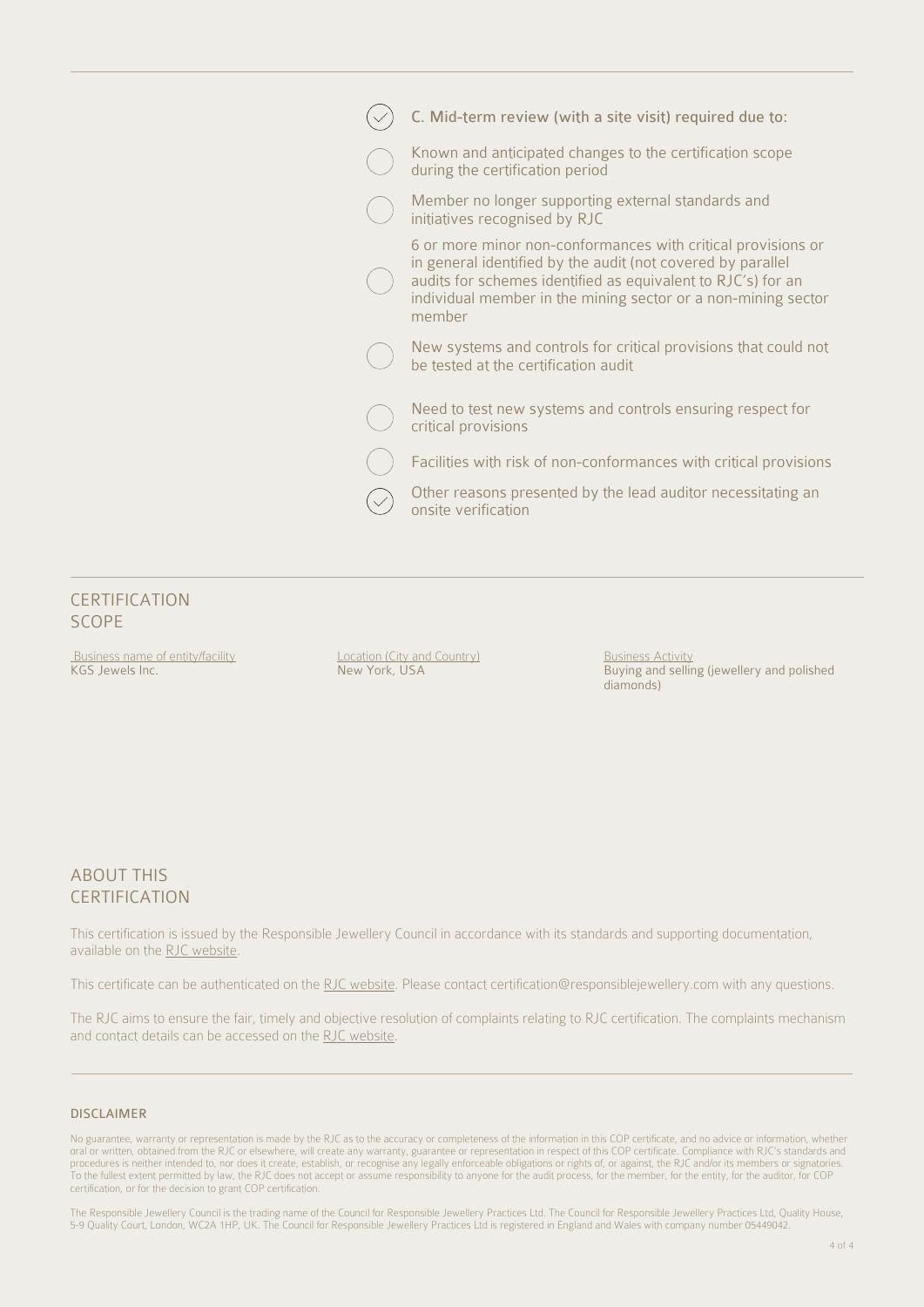- [x] C. Mid-term review (with a site visit) required due to:
- [ ] Known and anticipated changes to the certification scope during the certification period
- [ ] Member no longer supporting external standards and initiatives recognised by RJC
- [ ] 6 or more minor non-conformances with critical provisions or in general identified by the audit (not covered by parallel audits for schemes identified as equivalent to RJC's) for an individual member in the mining sector or a non-mining sector member
- [ ] New systems and controls for critical provisions that could not be tested at the certification audit
- [ ] Need to test new systems and controls ensuring respect for critical provisions
- [ ] Facilities with risk of non-conformances with critical provisions
- [x] Other reasons presented by the lead auditor necessitating an onsite verification

## CERTIFICATION SCOPE

| Business name of entity/facility | Location (City and Country) | Business Activity |
|---|---|---|
| KGS Jewels Inc. | New York, USA | Buying and selling (jewellery and polished diamonds) |

## ABOUT THIS CERTIFICATION

This certification is issued by the Responsible Jewellery Council in accordance with its standards and supporting documentation, available on the RJC website.

This certificate can be authenticated on the RJC website. Please contact certification@responsiblejewellery.com with any questions.

The RJC aims to ensure the fair, timely and objective resolution of complaints relating to RJC certification. The complaints mechanism and contact details can be accessed on the RJC website.

### DISCLAIMER

No guarantee, warranty or representation is made by the RJC as to the accuracy or completeness of the information in this COP certificate, and no advice or information, whether oral or written, obtained from the RJC or elsewhere, will create any warranty, guarantee or representation in respect of this COP certificate. Compliance with RJC's standards and procedures is neither intended to, nor does it create, establish, or recognise any legally enforceable obligations or rights of, or against, the RJC and/or its members or signatories. To the fullest extent permitted by law, the RJC does not accept or assume responsibility to anyone for the audit process, for the member, for the entity, for the auditor, for COP certification, or for the decision to grant COP certification.

The Responsible Jewellery Council is the trading name of the Council for Responsible Jewellery Practices Ltd. The Council for Responsible Jewellery Practices Ltd, Quality House, 5-9 Quality Court, London, WC2A 1HP, UK. The Council for Responsible Jewellery Practices Ltd is registered in England and Wales with company number 05449042.